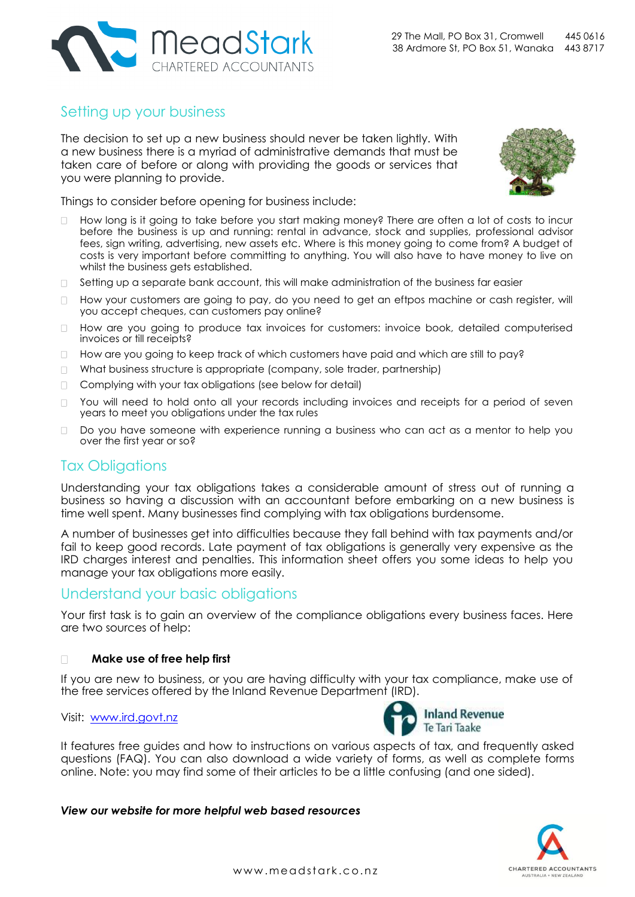MeadStark
CHARTERED ACCOUNTANTS

29 The Mall, PO Box 31, Cromwell 445 0616
38 Ardmore St, PO Box 51, Wanaka 443 8717

## Setting up your business

The decision to set up a new business should never be taken lightly. With a new business there is a myriad of administrative demands that must be taken care of before or along with providing the goods or services that you were planning to provide.

Things to consider before opening for business include:

- How long is it going to take before you start making money? There are often a lot of costs to incur before the business is up and running: rental in advance, stock and supplies, professional advisor fees, sign writing, advertising, new assets etc. Where is this money going to come from? A budget of costs is very important before committing to anything. You will also have to have money to live on whilst the business gets established.
- Setting up a separate bank account, this will make administration of the business far easier
- How your customers are going to pay, do you need to get an eftpos machine or cash register, will you accept cheques, can customers pay online?
- How are you going to produce tax invoices for customers: invoice book, detailed computerised invoices or till receipts?
- How are you going to keep track of which customers have paid and which are still to pay?
- What business structure is appropriate (company, sole trader, partnership)
- Complying with your tax obligations (see below for detail)
- You will need to hold onto all your records including invoices and receipts for a period of seven years to meet you obligations under the tax rules
- Do you have someone with experience running a business who can act as a mentor to help you over the first year or so?

## Tax Obligations

Understanding your tax obligations takes a considerable amount of stress out of running a business so having a discussion with an accountant before embarking on a new business is time well spent. Many businesses find complying with tax obligations burdensome.

A number of businesses get into difficulties because they fall behind with tax payments and/or fail to keep good records. Late payment of tax obligations is generally very expensive as the IRD charges interest and penalties. This information sheet offers you some ideas to help you manage your tax obligations more easily.

## Understand your basic obligations

Your first task is to gain an overview of the compliance obligations every business faces. Here are two sources of help:

- **Make use of free help first**

If you are new to business, or you are having difficulty with your tax compliance, make use of the free services offered by the Inland Revenue Department (IRD).

Visit: [www.ird.govt.nz](www.ird.govt.nz)

Inland Revenue
Te Tari Taake

It features free guides and how to instructions on various aspects of tax, and frequently asked questions (FAQ). You can also download a wide variety of forms, as well as complete forms online. Note: you may find some of their articles to be a little confusing (and one sided).

***View our website for more helpful web based resources***

www.meadstark.co.nz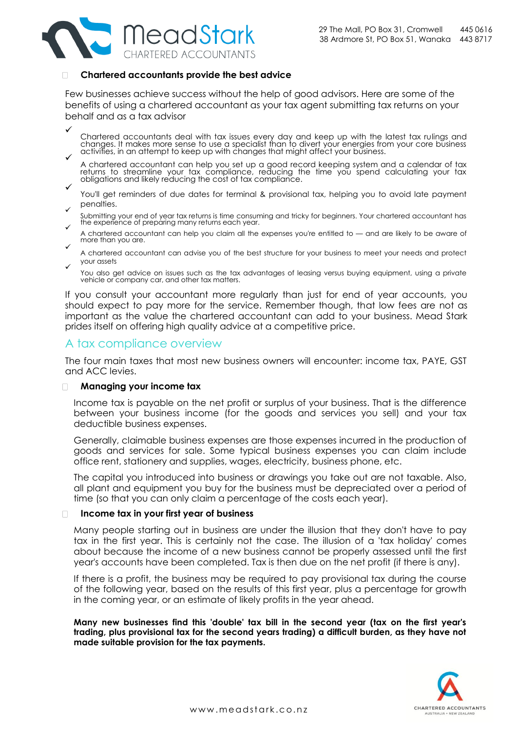### Chartered accountants provide the best advice

Few businesses achieve success without the help of good advisors. Here are some of the benefits of using a chartered accountant as your tax agent submitting tax returns on your behalf and as a tax advisor

- ✓ Chartered accountants deal with tax issues every day and keep up with the latest tax rulings and changes. It makes more sense to use a specialist than to divert your energies from your core business activities, in an attempt to keep up with changes that might affect your business.
- ✓ A chartered accountant can help you set up a good record keeping system and a calendar of tax returns to streamline your tax compliance, reducing the time you spend calculating your tax obligations and likely reducing the cost of tax compliance.
- ✓ You'll get reminders of due dates for terminal & provisional tax, helping you to avoid late payment penalties.
- ✓ Submitting your end of year tax returns is time consuming and tricky for beginners. Your chartered accountant has the experience of preparing many returns each year.
- ✓ A chartered accountant can help you claim all the expenses you're entitled to — and are likely to be aware of more than you are.
- ✓ A chartered accountant can advise you of the best structure for your business to meet your needs and protect your assets
- ✓ You also get advice on issues such as the tax advantages of leasing versus buying equipment, using a private vehicle or company car, and other tax matters.

If you consult your accountant more regularly than just for end of year accounts, you should expect to pay more for the service. Remember though, that low fees are not as important as the value the chartered accountant can add to your business. Mead Stark prides itself on offering high quality advice at a competitive price.

## A tax compliance overview

The four main taxes that most new business owners will encounter: income tax, PAYE, GST and ACC levies.

### Managing your income tax

Income tax is payable on the net profit or surplus of your business. That is the difference between your business income (for the goods and services you sell) and your tax deductible business expenses.

Generally, claimable business expenses are those expenses incurred in the production of goods and services for sale. Some typical business expenses you can claim include office rent, stationery and supplies, wages, electricity, business phone, etc.

The capital you introduced into business or drawings you take out are not taxable. Also, all plant and equipment you buy for the business must be depreciated over a period of time (so that you can only claim a percentage of the costs each year).

### Income tax in your first year of business

Many people starting out in business are under the illusion that they don't have to pay tax in the first year. This is certainly not the case. The illusion of a 'tax holiday' comes about because the income of a new business cannot be properly assessed until the first year's accounts have been completed. Tax is then due on the net profit (if there is any).

If there is a profit, the business may be required to pay provisional tax during the course of the following year, based on the results of this first year, plus a percentage for growth in the coming year, or an estimate of likely profits in the year ahead.

**Many new businesses find this 'double' tax bill in the second year (tax on the first year's trading, plus provisional tax for the second years trading) a difficult burden, as they have not made suitable provision for the tax payments.**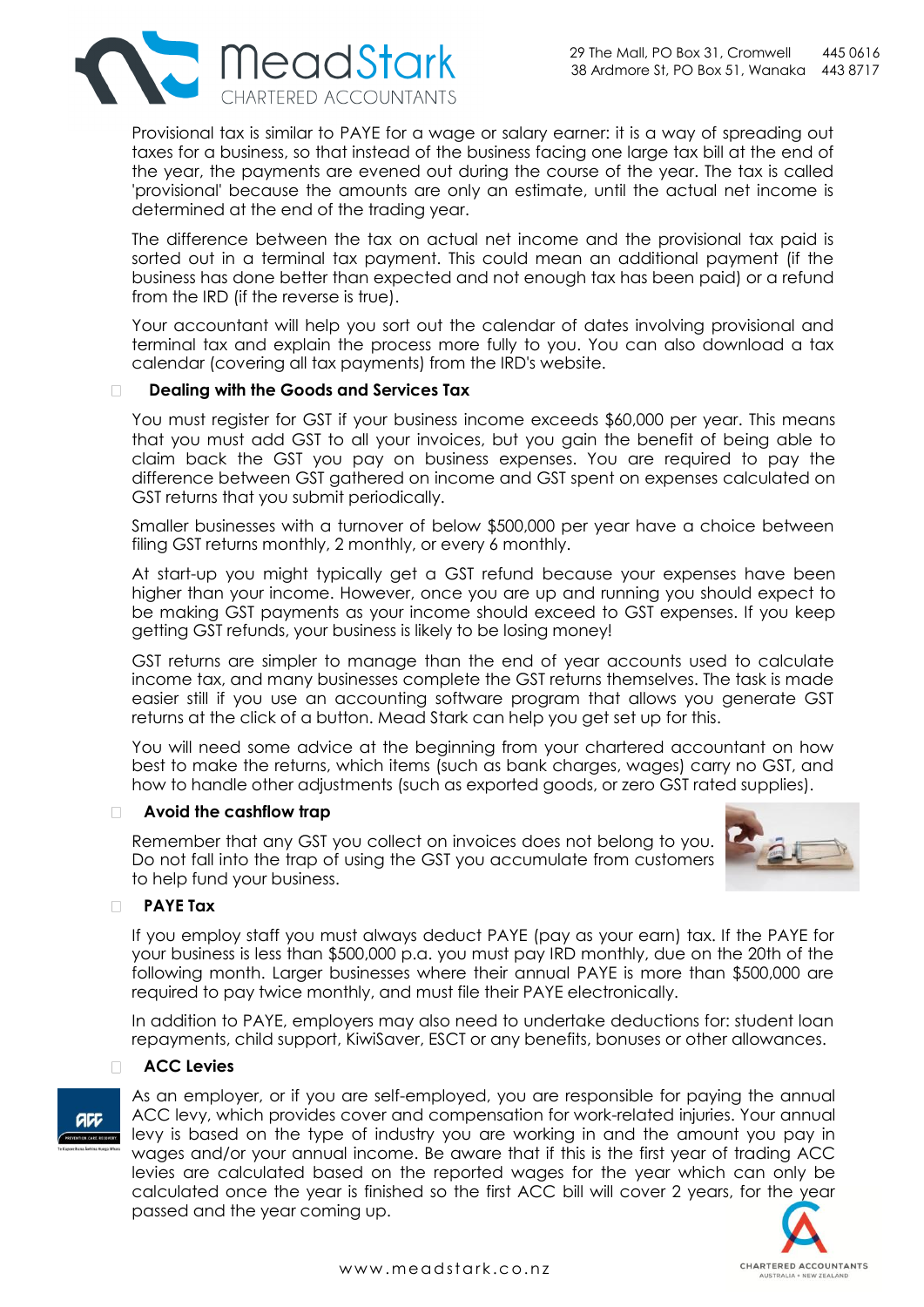Provisional tax is similar to PAYE for a wage or salary earner: it is a way of spreading out taxes for a business, so that instead of the business facing one large tax bill at the end of the year, the payments are evened out during the course of the year. The tax is called 'provisional' because the amounts are only an estimate, until the actual net income is determined at the end of the trading year.

The difference between the tax on actual net income and the provisional tax paid is sorted out in a terminal tax payment. This could mean an additional payment (if the business has done better than expected and not enough tax has been paid) or a refund from the IRD (if the reverse is true).

Your accountant will help you sort out the calendar of dates involving provisional and terminal tax and explain the process more fully to you. You can also download a tax calendar (covering all tax payments) from the IRD's website.

### Dealing with the Goods and Services Tax

You must register for GST if your business income exceeds $60,000 per year. This means that you must add GST to all your invoices, but you gain the benefit of being able to claim back the GST you pay on business expenses. You are required to pay the difference between GST gathered on income and GST spent on expenses calculated on GST returns that you submit periodically.

Smaller businesses with a turnover of below $500,000 per year have a choice between filing GST returns monthly, 2 monthly, or every 6 monthly.

At start-up you might typically get a GST refund because your expenses have been higher than your income. However, once you are up and running you should expect to be making GST payments as your income should exceed to GST expenses. If you keep getting GST refunds, your business is likely to be losing money!

GST returns are simpler to manage than the end of year accounts used to calculate income tax, and many businesses complete the GST returns themselves. The task is made easier still if you use an accounting software program that allows you generate GST returns at the click of a button. Mead Stark can help you get set up for this.

You will need some advice at the beginning from your chartered accountant on how best to make the returns, which items (such as bank charges, wages) carry no GST, and how to handle other adjustments (such as exported goods, or zero GST rated supplies).

### Avoid the cashflow trap

Remember that any GST you collect on invoices does not belong to you. Do not fall into the trap of using the GST you accumulate from customers to help fund your business.

### PAYE Tax

If you employ staff you must always deduct PAYE (pay as your earn) tax. If the PAYE for your business is less than $500,000 p.a. you must pay IRD monthly, due on the 20th of the following month. Larger businesses where their annual PAYE is more than $500,000 are required to pay twice monthly, and must file their PAYE electronically.

In addition to PAYE, employers may also need to undertake deductions for: student loan repayments, child support, KiwiSaver, ESCT or any benefits, bonuses or other allowances.

### ACC Levies

As an employer, or if you are self-employed, you are responsible for paying the annual ACC levy, which provides cover and compensation for work-related injuries. Your annual levy is based on the type of industry you are working in and the amount you pay in wages and/or your annual income. Be aware that if this is the first year of trading ACC levies are calculated based on the reported wages for the year which can only be calculated once the year is finished so the first ACC bill will cover 2 years, for the year passed and the year coming up.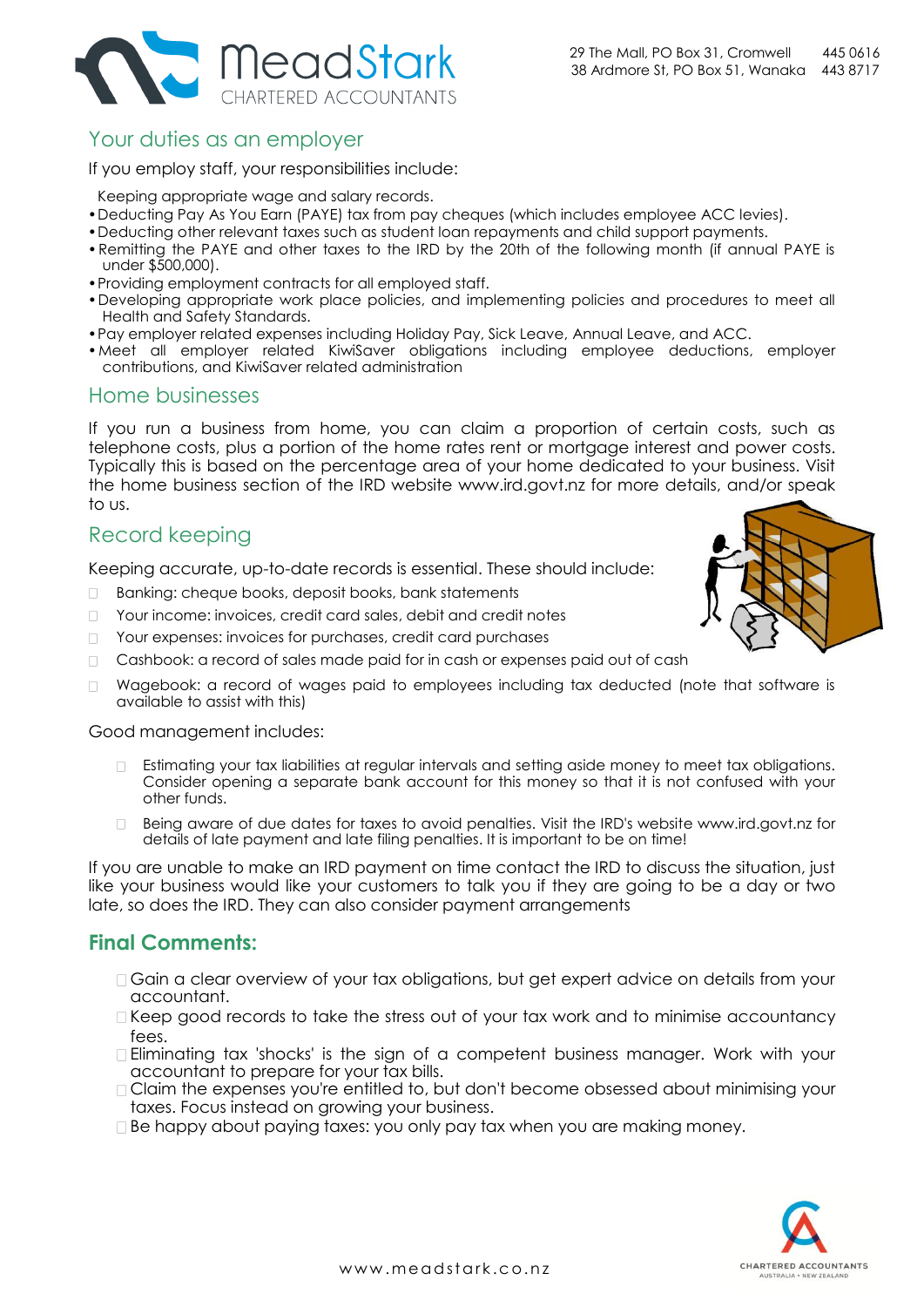## Your duties as an employer

If you employ staff, your responsibilities include:

- Keeping appropriate wage and salary records.
- Deducting Pay As You Earn (PAYE) tax from pay cheques (which includes employee ACC levies).
- Deducting other relevant taxes such as student loan repayments and child support payments.
- Remitting the PAYE and other taxes to the IRD by the 20th of the following month (if annual PAYE is under $500,000).
- Providing employment contracts for all employed staff.
- Developing appropriate work place policies, and implementing policies and procedures to meet all Health and Safety Standards.
- Pay employer related expenses including Holiday Pay, Sick Leave, Annual Leave, and ACC.
- Meet all employer related KiwiSaver obligations including employee deductions, employer contributions, and KiwiSaver related administration

## Home businesses

If you run a business from home, you can claim a proportion of certain costs, such as telephone costs, plus a portion of the home rates rent or mortgage interest and power costs. Typically this is based on the percentage area of your home dedicated to your business. Visit the home business section of the IRD website www.ird.govt.nz for more details, and/or speak to us.

## Record keeping

Keeping accurate, up-to-date records is essential. These should include:

- Banking: cheque books, deposit books, bank statements
- Your income: invoices, credit card sales, debit and credit notes
- Your expenses: invoices for purchases, credit card purchases
- Cashbook: a record of sales made paid for in cash or expenses paid out of cash
- Wagebook: a record of wages paid to employees including tax deducted (note that software is available to assist with this)

Good management includes:

- Estimating your tax liabilities at regular intervals and setting aside money to meet tax obligations. Consider opening a separate bank account for this money so that it is not confused with your other funds.
- Being aware of due dates for taxes to avoid penalties. Visit the IRD's website www.ird.govt.nz for details of late payment and late filing penalties. It is important to be on time!

If you are unable to make an IRD payment on time contact the IRD to discuss the situation, just like your business would like your customers to talk you if they are going to be a day or two late, so does the IRD. They can also consider payment arrangements

## Final Comments:

- Gain a clear overview of your tax obligations, but get expert advice on details from your accountant.
- Keep good records to take the stress out of your tax work and to minimise accountancy fees.
- Eliminating tax 'shocks' is the sign of a competent business manager. Work with your accountant to prepare for your tax bills.
- Claim the expenses you're entitled to, but don't become obsessed about minimising your taxes. Focus instead on growing your business.
- Be happy about paying taxes: you only pay tax when you are making money.